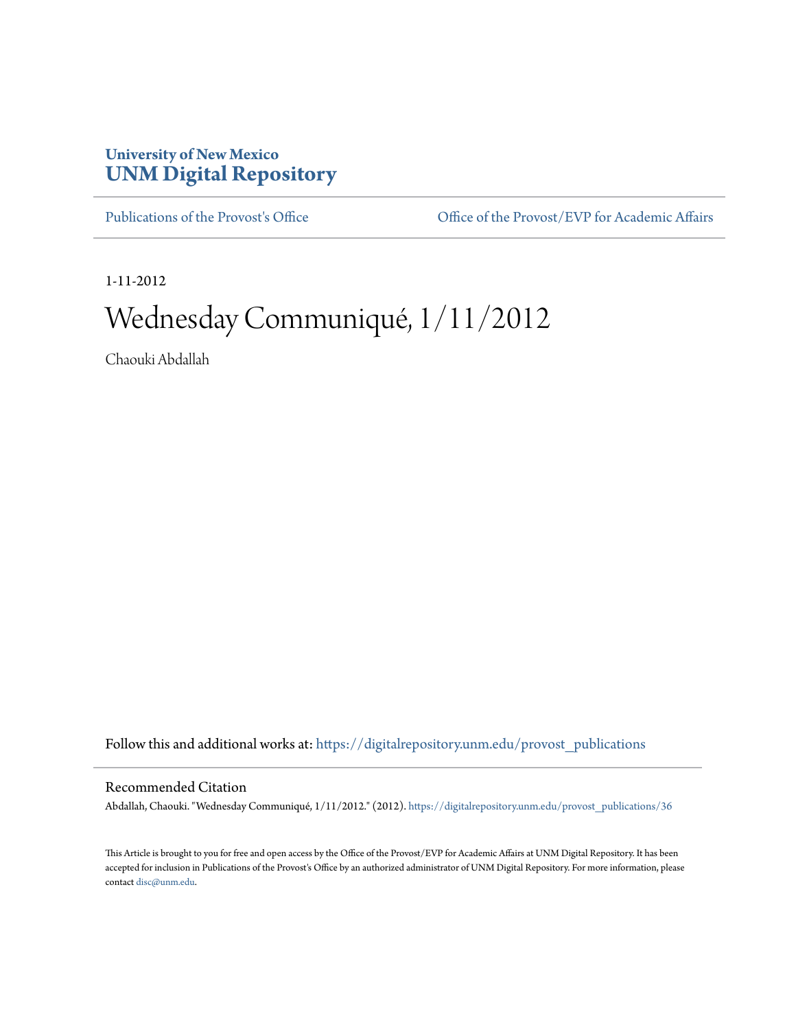University of New Mexico
**UNM Digital Repository**

Publications of the Provost's Office | Office of the Provost/EVP for Academic Affairs

1-11-2012

# Wednesday Communiqué, 1/11/2012

Chaouki Abdallah

Follow this and additional works at: https://digitalrepository.unm.edu/provost_publications

## Recommended Citation

Abdallah, Chaouki. "Wednesday Communiqué, 1/11/2012." (2012). https://digitalrepository.unm.edu/provost_publications/36

This Article is brought to you for free and open access by the Office of the Provost/EVP for Academic Affairs at UNM Digital Repository. It has been accepted for inclusion in Publications of the Provost's Office by an authorized administrator of UNM Digital Repository. For more information, please contact disc@unm.edu.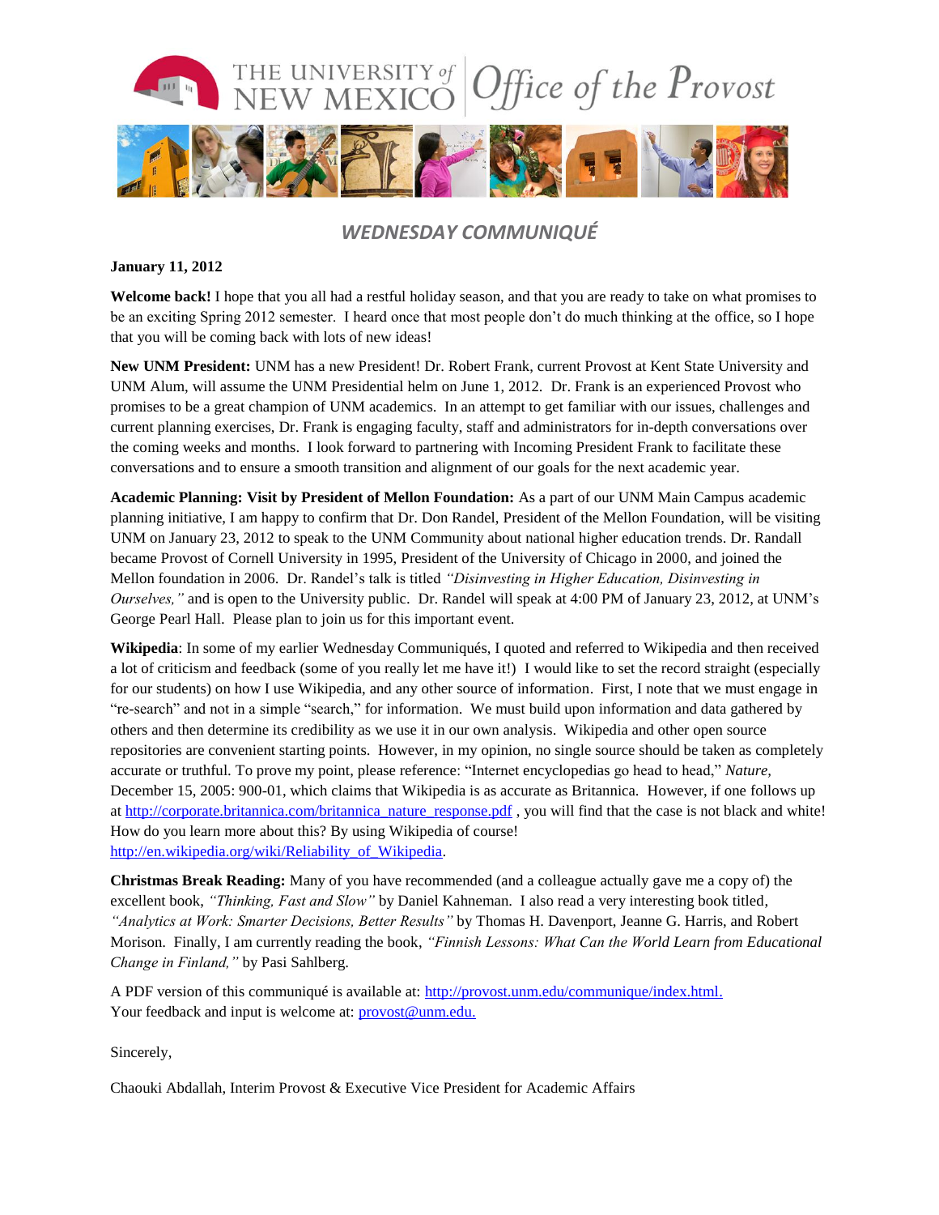# WEDNESDAY COMMUNIQUÉ

**January 11, 2012**

**Welcome back!** I hope that you all had a restful holiday season, and that you are ready to take on what promises to be an exciting Spring 2012 semester. I heard once that most people don't do much thinking at the office, so I hope that you will be coming back with lots of new ideas!

**New UNM President:** UNM has a new President! Dr. Robert Frank, current Provost at Kent State University and UNM Alum, will assume the UNM Presidential helm on June 1, 2012. Dr. Frank is an experienced Provost who promises to be a great champion of UNM academics. In an attempt to get familiar with our issues, challenges and current planning exercises, Dr. Frank is engaging faculty, staff and administrators for in-depth conversations over the coming weeks and months. I look forward to partnering with Incoming President Frank to facilitate these conversations and to ensure a smooth transition and alignment of our goals for the next academic year.

**Academic Planning: Visit by President of Mellon Foundation:** As a part of our UNM Main Campus academic planning initiative, I am happy to confirm that Dr. Don Randel, President of the Mellon Foundation, will be visiting UNM on January 23, 2012 to speak to the UNM Community about national higher education trends. Dr. Randall became Provost of Cornell University in 1995, President of the University of Chicago in 2000, and joined the Mellon foundation in 2006. Dr. Randel's talk is titled *"Disinvesting in Higher Education, Disinvesting in Ourselves,"* and is open to the University public. Dr. Randel will speak at 4:00 PM of January 23, 2012, at UNM's George Pearl Hall. Please plan to join us for this important event.

**Wikipedia**: In some of my earlier Wednesday Communiqués, I quoted and referred to Wikipedia and then received a lot of criticism and feedback (some of you really let me have it!) I would like to set the record straight (especially for our students) on how I use Wikipedia, and any other source of information. First, I note that we must engage in "re-search" and not in a simple "search," for information. We must build upon information and data gathered by others and then determine its credibility as we use it in our own analysis. Wikipedia and other open source repositories are convenient starting points. However, in my opinion, no single source should be taken as completely accurate or truthful. To prove my point, please reference: "Internet encyclopedias go head to head," *Nature*, December 15, 2005: 900-01, which claims that Wikipedia is as accurate as Britannica. However, if one follows up at http://corporate.britannica.com/britannica_nature_response.pdf , you will find that the case is not black and white! How do you learn more about this? By using Wikipedia of course! http://en.wikipedia.org/wiki/Reliability_of_Wikipedia.

**Christmas Break Reading:** Many of you have recommended (and a colleague actually gave me a copy of) the excellent book, *"Thinking, Fast and Slow"* by Daniel Kahneman. I also read a very interesting book titled, *"Analytics at Work: Smarter Decisions, Better Results"* by Thomas H. Davenport, Jeanne G. Harris, and Robert Morison. Finally, I am currently reading the book, *"Finnish Lessons: What Can the World Learn from Educational Change in Finland,"* by Pasi Sahlberg.

A PDF version of this communiqué is available at: http://provost.unm.edu/communique/index.html.
Your feedback and input is welcome at: provost@unm.edu.

Sincerely,

Chaouki Abdallah, Interim Provost & Executive Vice President for Academic Affairs